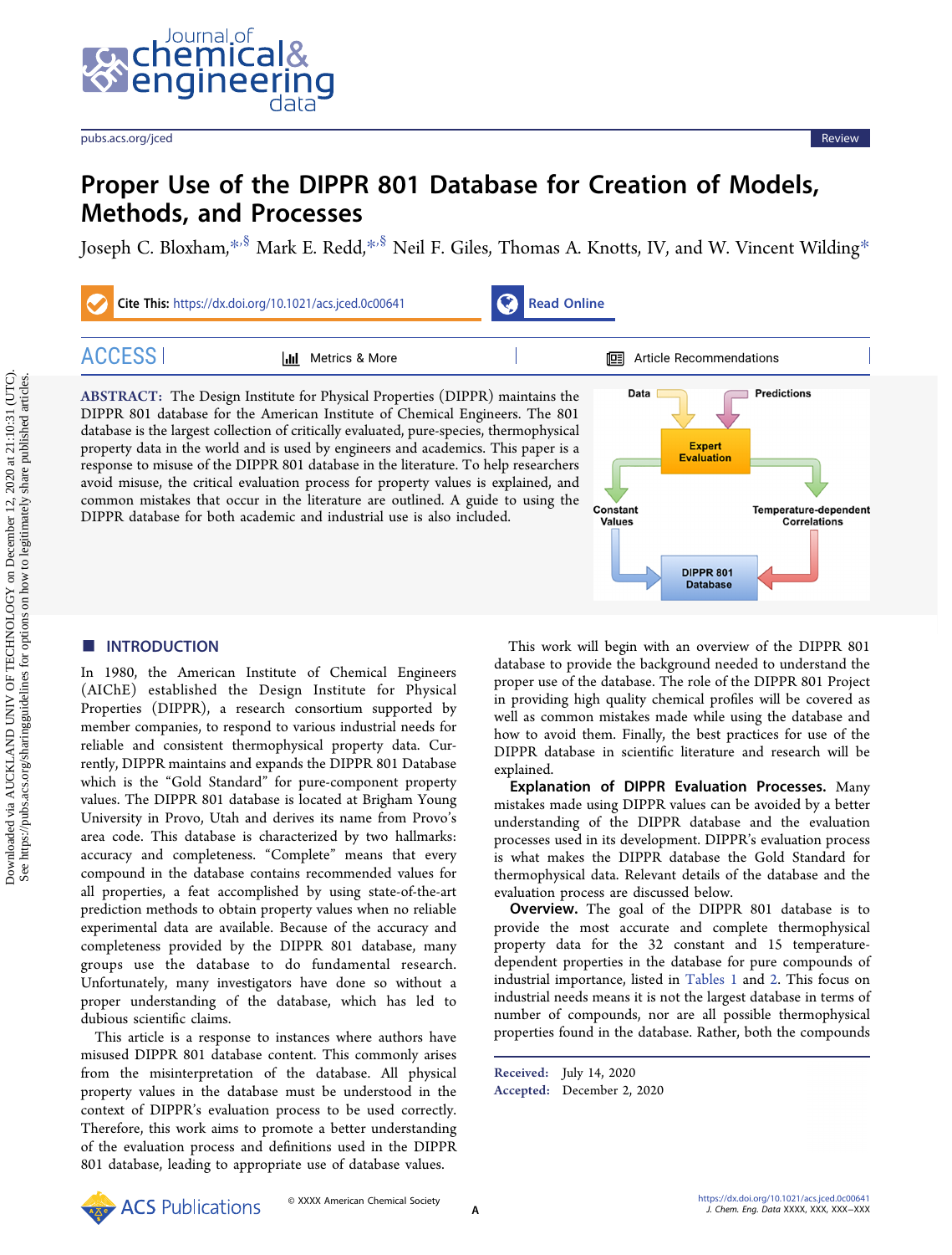# Proper Use of the DIPPR 801 Database for Creation of Models, Methods, and Processes

Joseph C. Bloxham,*,§ Mark E. Redd,*,§ Neil F. Giles, Thomas A. Knotts, IV, and W. Vincent Wilding*

Cite This: https://dx.doi.org/10.1021/acs.jced.0c00641

**ABSTRACT:** The Design Institute for Physical Properties (DIPPR) maintains the DIPPR 801 database for the American Institute of Chemical Engineers. The 801 database is the largest collection of critically evaluated, pure-species, thermophysical property data in the world and is used by engineers and academics. This paper is a response to misuse of the DIPPR 801 database in the literature. To help researchers avoid misuse, the critical evaluation process for property values is explained, and common mistakes that occur in the literature are outlined. A guide to using the DIPPR database for both academic and industrial use is also included.

## INTRODUCTION

In 1980, the American Institute of Chemical Engineers (AIChE) established the Design Institute for Physical Properties (DIPPR), a research consortium supported by member companies, to respond to various industrial needs for reliable and consistent thermophysical property data. Currently, DIPPR maintains and expands the DIPPR 801 Database which is the "Gold Standard" for pure-component property values. The DIPPR 801 database is located at Brigham Young University in Provo, Utah and derives its name from Provo's area code. This database is characterized by two hallmarks: accuracy and completeness. "Complete" means that every compound in the database contains recommended values for all properties, a feat accomplished by using state-of-the-art prediction methods to obtain property values when no reliable experimental data are available. Because of the accuracy and completeness provided by the DIPPR 801 database, many groups use the database to do fundamental research. Unfortunately, many investigators have done so without a proper understanding of the database, which has led to dubious scientific claims.

This article is a response to instances where authors have misused DIPPR 801 database content. This commonly arises from the misinterpretation of the database. All physical property values in the database must be understood in the context of DIPPR's evaluation process to be used correctly. Therefore, this work aims to promote a better understanding of the evaluation process and definitions used in the DIPPR 801 database, leading to appropriate use of database values.

This work will begin with an overview of the DIPPR 801 database to provide the background needed to understand the proper use of the database. The role of the DIPPR 801 Project in providing high quality chemical profiles will be covered as well as common mistakes made while using the database and how to avoid them. Finally, the best practices for use of the DIPPR database in scientific literature and research will be explained.

**Explanation of DIPPR Evaluation Processes.** Many mistakes made using DIPPR values can be avoided by a better understanding of the DIPPR database and the evaluation processes used in its development. DIPPR's evaluation process is what makes the DIPPR database the Gold Standard for thermophysical data. Relevant details of the database and the evaluation process are discussed below.

**Overview.** The goal of the DIPPR 801 database is to provide the most accurate and complete thermophysical property data for the 32 constant and 15 temperature-dependent properties in the database for pure compounds of industrial importance, listed in Tables 1 and 2. This focus on industrial needs means it is not the largest database in terms of number of compounds, nor are all possible thermophysical properties found in the database. Rather, both the compounds

Received: July 14, 2020
Accepted: December 2, 2020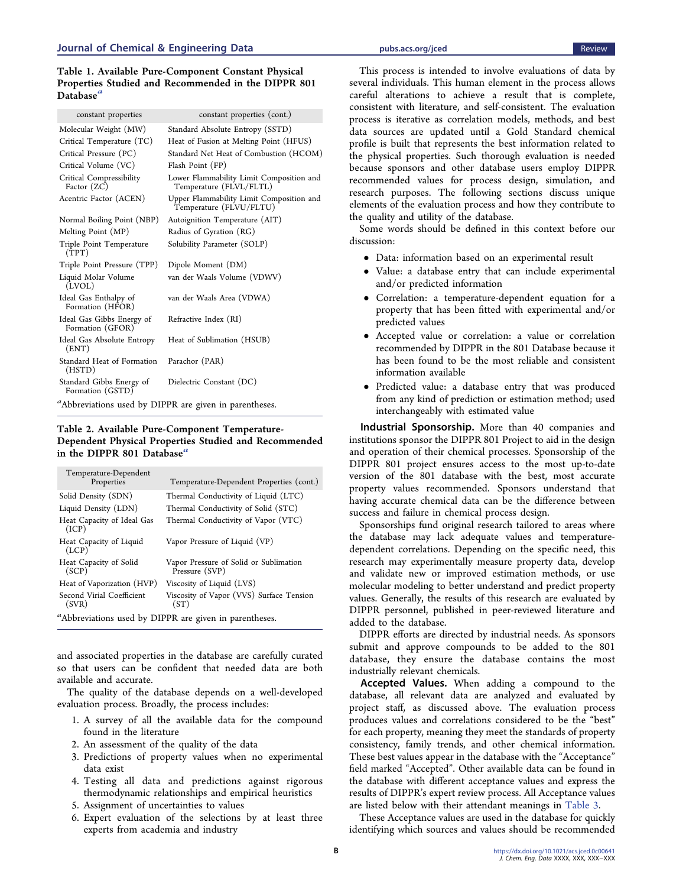Table 1. Available Pure-Component Constant Physical Properties Studied and Recommended in the DIPPR 801 Database[a]

| constant properties | constant properties (cont.) |
|---|---|
| Molecular Weight (MW) | Standard Absolute Entropy (SSTD) |
| Critical Temperature (TC) | Heat of Fusion at Melting Point (HFUS) |
| Critical Pressure (PC) | Standard Net Heat of Combustion (HCOM) |
| Critical Volume (VC) | Flash Point (FP) |
| Critical Compressibility Factor (ZC) | Lower Flammability Limit Composition and Temperature (FLVL/FLTL) |
| Acentric Factor (ACEN) | Upper Flammability Limit Composition and Temperature (FLVU/FLTU) |
| Normal Boiling Point (NBP) | Autoignition Temperature (AIT) |
| Melting Point (MP) | Radius of Gyration (RG) |
| Triple Point Temperature (TPT) | Solubility Parameter (SOLP) |
| Triple Point Pressure (TPP) | Dipole Moment (DM) |
| Liquid Molar Volume (LVOL) | van der Waals Volume (VDWV) |
| Ideal Gas Enthalpy of Formation (HFOR) | van der Waals Area (VDWA) |
| Ideal Gas Gibbs Energy of Formation (GFOR) | Refractive Index (RI) |
| Ideal Gas Absolute Entropy (ENT) | Heat of Sublimation (HSUB) |
| Standard Heat of Formation (HSTD) | Parachor (PAR) |
| Standard Gibbs Energy of Formation (GSTD) | Dielectric Constant (DC) |

[a]Abbreviations used by DIPPR are given in parentheses.

Table 2. Available Pure-Component Temperature-Dependent Physical Properties Studied and Recommended in the DIPPR 801 Database[a]

| Temperature-Dependent Properties | Temperature-Dependent Properties (cont.) |
|---|---|
| Solid Density (SDN) | Thermal Conductivity of Liquid (LTC) |
| Liquid Density (LDN) | Thermal Conductivity of Solid (STC) |
| Heat Capacity of Ideal Gas (ICP) | Thermal Conductivity of Vapor (VTC) |
| Heat Capacity of Liquid (LCP) | Vapor Pressure of Liquid (VP) |
| Heat Capacity of Solid (SCP) | Vapor Pressure of Solid or Sublimation Pressure (SVP) |
| Heat of Vaporization (HVP) | Viscosity of Liquid (LVS) |
| Second Virial Coefficient (SVR) | Viscosity of Vapor (VVS) Surface Tension (ST) |

[a]Abbreviations used by DIPPR are given in parentheses.

and associated properties in the database are carefully curated so that users can be confident that needed data are both available and accurate.

The quality of the database depends on a well-developed evaluation process. Broadly, the process includes:

1. A survey of all the available data for the compound found in the literature
2. An assessment of the quality of the data
3. Predictions of property values when no experimental data exist
4. Testing all data and predictions against rigorous thermodynamic relationships and empirical heuristics
5. Assignment of uncertainties to values
6. Expert evaluation of the selections by at least three experts from academia and industry

This process is intended to involve evaluations of data by several individuals. This human element in the process allows careful alterations to achieve a result that is complete, consistent with literature, and self-consistent. The evaluation process is iterative as correlation models, methods, and best data sources are updated until a Gold Standard chemical profile is built that represents the best information related to the physical properties. Such thorough evaluation is needed because sponsors and other database users employ DIPPR recommended values for process design, simulation, and research purposes. The following sections discuss unique elements of the evaluation process and how they contribute to the quality and utility of the database.

Some words should be defined in this context before our discussion:

- Data: information based on an experimental result
- Value: a database entry that can include experimental and/or predicted information
- Correlation: a temperature-dependent equation for a property that has been fitted with experimental and/or predicted values
- Accepted value or correlation: a value or correlation recommended by DIPPR in the 801 Database because it has been found to be the most reliable and consistent information available
- Predicted value: a database entry that was produced from any kind of prediction or estimation method; used interchangeably with estimated value

**Industrial Sponsorship.** More than 40 companies and institutions sponsor the DIPPR 801 Project to aid in the design and operation of their chemical processes. Sponsorship of the DIPPR 801 project ensures access to the most up-to-date version of the 801 database with the best, most accurate property values recommended. Sponsors understand that having accurate chemical data can be the difference between success and failure in chemical process design.

Sponsorships fund original research tailored to areas where the database may lack adequate values and temperature-dependent correlations. Depending on the specific need, this research may experimentally measure property data, develop and validate new or improved estimation methods, or use molecular modeling to better understand and predict property values. Generally, the results of this research are evaluated by DIPPR personnel, published in peer-reviewed literature and added to the database.

DIPPR efforts are directed by industrial needs. As sponsors submit and approve compounds to be added to the 801 database, they ensure the database contains the most industrially relevant chemicals.

**Accepted Values.** When adding a compound to the database, all relevant data are analyzed and evaluated by project staff, as discussed above. The evaluation process produces values and correlations considered to be the "best" for each property, meaning they meet the standards of property consistency, family trends, and other chemical information. These best values appear in the database with the "Acceptance" field marked "Accepted". Other available data can be found in the database with different acceptance values and express the results of DIPPR's expert review process. All Acceptance values are listed below with their attendant meanings in Table 3.

These Acceptance values are used in the database for quickly identifying which sources and values should be recommended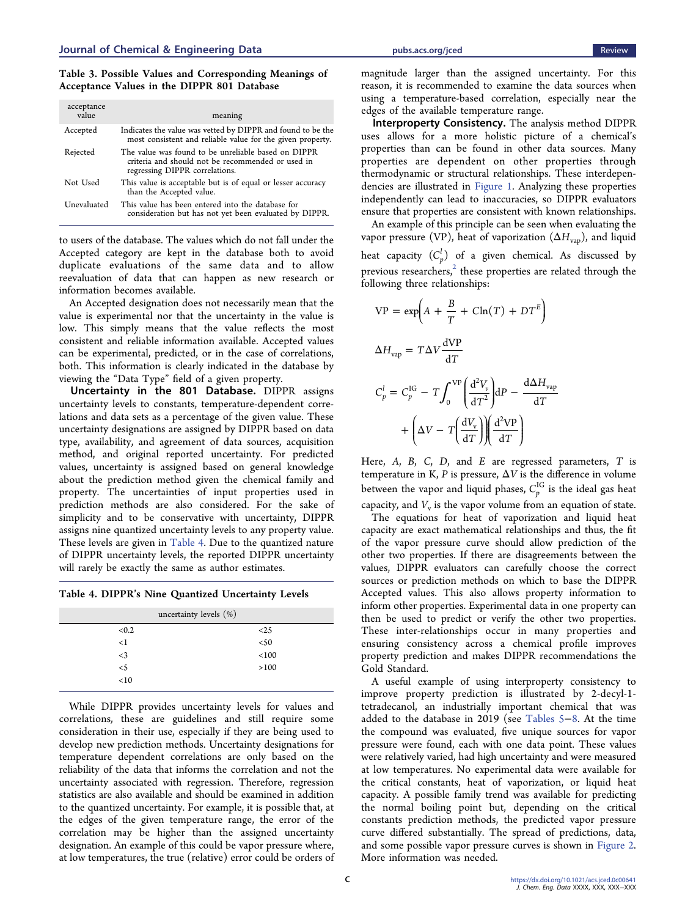Table 3. Possible Values and Corresponding Meanings of Acceptance Values in the DIPPR 801 Database

| acceptance value | meaning |
|---|---|
| Accepted | Indicates the value was vetted by DIPPR and found to be the most consistent and reliable value for the given property. |
| Rejected | The value was found to be unreliable based on DIPPR criteria and should not be recommended or used in regressing DIPPR correlations. |
| Not Used | This value is acceptable but is of equal or lesser accuracy than the Accepted value. |
| Unevaluated | This value has been entered into the database for consideration but has not yet been evaluated by DIPPR. |

to users of the database. The values which do not fall under the Accepted category are kept in the database both to avoid duplicate evaluations of the same data and to allow reevaluation of data that can happen as new research or information becomes available.

An Accepted designation does not necessarily mean that the value is experimental nor that the uncertainty in the value is low. This simply means that the value reflects the most consistent and reliable information available. Accepted values can be experimental, predicted, or in the case of correlations, both. This information is clearly indicated in the database by viewing the "Data Type" field of a given property.

**Uncertainty in the 801 Database.** DIPPR assigns uncertainty levels to constants, temperature-dependent correlations and data sets as a percentage of the given value. These uncertainty designations are assigned by DIPPR based on data type, availability, and agreement of data sources, acquisition method, and original reported uncertainty. For predicted values, uncertainty is assigned based on general knowledge about the prediction method given the chemical family and property. The uncertainties of input properties used in prediction methods are also considered. For the sake of simplicity and to be conservative with uncertainty, DIPPR assigns nine quantized uncertainty levels to any property value. These levels are given in Table 4. Due to the quantized nature of DIPPR uncertainty levels, the reported DIPPR uncertainty will rarely be exactly the same as author estimates.

Table 4. DIPPR's Nine Quantized Uncertainty Levels

| uncertainty levels (%) | |
|---|---|
| <0.2 | <25 |
| <1 | <50 |
| <3 | <100 |
| <5 | >100 |
| <10 | |

While DIPPR provides uncertainty levels for values and correlations, these are guidelines and still require some consideration in their use, especially if they are being used to develop new prediction methods. Uncertainty designations for temperature dependent correlations are only based on the reliability of the data that informs the correlation and not the uncertainty associated with regression. Therefore, regression statistics are also available and should be examined in addition to the quantized uncertainty. For example, it is possible that, at the edges of the given temperature range, the error of the correlation may be higher than the assigned uncertainty designation. An example of this could be vapor pressure where, at low temperatures, the true (relative) error could be orders of magnitude larger than the assigned uncertainty. For this reason, it is recommended to examine the data sources when using a temperature-based correlation, especially near the edges of the available temperature range.

**Interproperty Consistency.** The analysis method DIPPR uses allows for a more holistic picture of a chemical's properties than can be found in other data sources. Many properties are dependent on other properties through thermodynamic or structural relationships. These interdependencies are illustrated in Figure 1. Analyzing these properties independently can lead to inaccuracies, so DIPPR evaluators ensure that properties are consistent with known relationships.

An example of this principle can be seen when evaluating the vapor pressure (VP), heat of vaporization ($\Delta H_{vap}$), and liquid heat capacity ($C_p^l$) of a given chemical. As discussed by previous researchers,[2] these properties are related through the following three relationships:

$$\text{VP} = \exp\left(A + \frac{B}{T} + C\ln(T) + DT^E\right)$$

$$\Delta H_{vap} = T\Delta V \frac{d\text{VP}}{dT}$$

$$C_p^l = C_p^{IG} - T\int_0^{\text{VP}} \left(\frac{d^2V_v}{dT^2}\right) dP - \frac{d\Delta H_{vap}}{dT} + \left(\Delta V - T\left(\frac{dV_v}{dT}\right)\right)\left(\frac{d^2\text{VP}}{dT}\right)$$

Here, $A$, $B$, $C$, $D$, and $E$ are regressed parameters, $T$ is temperature in K, $P$ is pressure, $\Delta V$ is the difference in volume between the vapor and liquid phases, $C_p^{IG}$ is the ideal gas heat capacity, and $V_v$ is the vapor volume from an equation of state.

The equations for heat of vaporization and liquid heat capacity are exact mathematical relationships and thus, the fit of the vapor pressure curve should allow prediction of the other two properties. If there are disagreements between the values, DIPPR evaluators can carefully choose the correct sources or prediction methods on which to base the DIPPR Accepted values. This also allows property information to inform other properties. Experimental data in one property can then be used to predict or verify the other two properties. These inter-relationships occur in many properties and ensuring consistency across a chemical profile improves property prediction and makes DIPPR recommendations the Gold Standard.

A useful example of using interproperty consistency to improve property prediction is illustrated by 2-decyl-1-tetradecanol, an industrially important chemical that was added to the database in 2019 (see Tables 5−8. At the time the compound was evaluated, five unique sources for vapor pressure were found, each with one data point. These values were relatively varied, had high uncertainty and were measured at low temperatures. No experimental data were available for the critical constants, heat of vaporization, or liquid heat capacity. A possible family trend was available for predicting the normal boiling point but, depending on the critical constants prediction methods, the predicted vapor pressure curve differed substantially. The spread of predictions, data, and some possible vapor pressure curves is shown in Figure 2. More information was needed.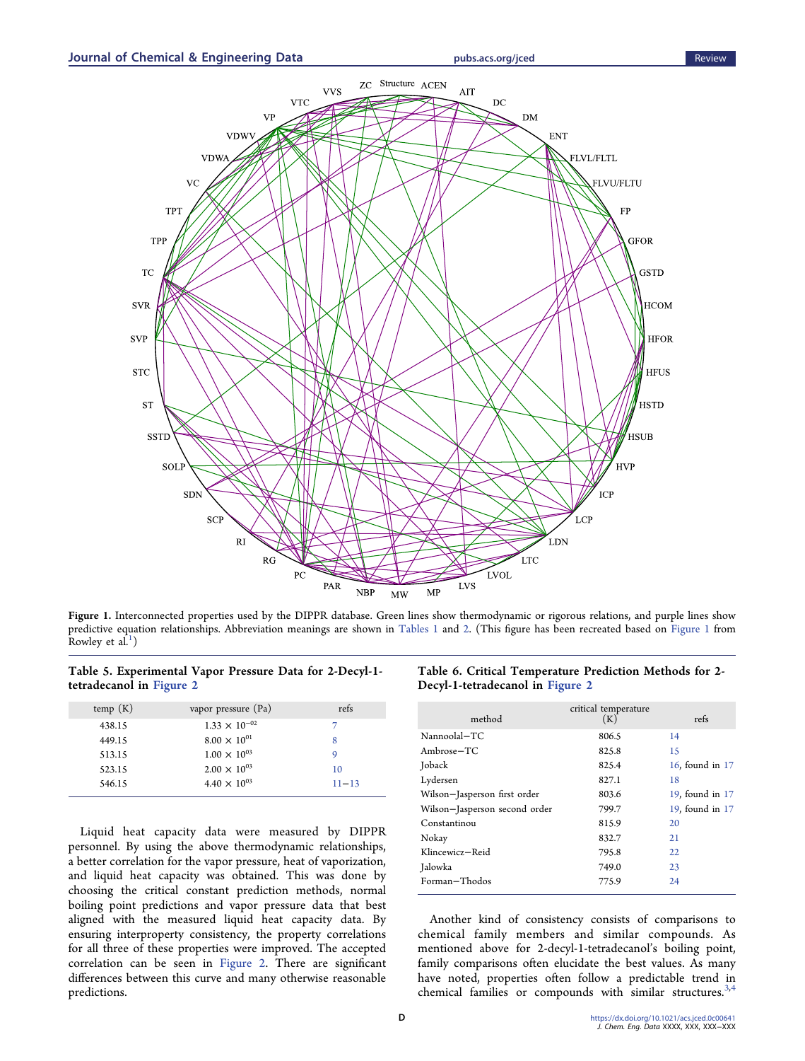Figure 1. Interconnected properties used by the DIPPR database. Green lines show thermodynamic or rigorous relations, and purple lines show predictive equation relationships. Abbreviation meanings are shown in Tables 1 and 2. (This figure has been recreated based on Figure 1 from Rowley et al.[1])

**Table 5. Experimental Vapor Pressure Data for 2-Decyl-1-tetradecanol in Figure 2**

| temp (K) | vapor pressure (Pa) | refs |
|---|---|---|
| 438.15 | $1.33 \times 10^{-02}$ | 7 |
| 449.15 | $8.00 \times 10^{01}$ | 8 |
| 513.15 | $1.00 \times 10^{03}$ | 9 |
| 523.15 | $2.00 \times 10^{03}$ | 10 |
| 546.15 | $4.40 \times 10^{03}$ | 11−13 |

Liquid heat capacity data were measured by DIPPR personnel. By using the above thermodynamic relationships, a better correlation for the vapor pressure, heat of vaporization, and liquid heat capacity was obtained. This was done by choosing the critical constant prediction methods, normal boiling point predictions and vapor pressure data that best aligned with the measured liquid heat capacity data. By ensuring interproperty consistency, the property correlations for all three of these properties were improved. The accepted correlation can be seen in Figure 2. There are significant differences between this curve and many otherwise reasonable predictions.

**Table 6. Critical Temperature Prediction Methods for 2-Decyl-1-tetradecanol in Figure 2**

| method | critical temperature (K) | refs |
|---|---|---|
| Nannoolal−TC | 806.5 | 14 |
| Ambrose−TC | 825.8 | 15 |
| Joback | 825.4 | 16, found in 17 |
| Lydersen | 827.1 | 18 |
| Wilson−Jasperson first order | 803.6 | 19, found in 17 |
| Wilson−Jasperson second order | 799.7 | 19, found in 17 |
| Constantinou | 815.9 | 20 |
| Nokay | 832.7 | 21 |
| Klincewicz−Reid | 795.8 | 22 |
| Jalowka | 749.0 | 23 |
| Forman−Thodos | 775.9 | 24 |

Another kind of consistency consists of comparisons to chemical family members and similar compounds. As mentioned above for 2-decyl-1-tetradecanol's boiling point, family comparisons often elucidate the best values. As many have noted, properties often follow a predictable trend in chemical families or compounds with similar structures.[3,4]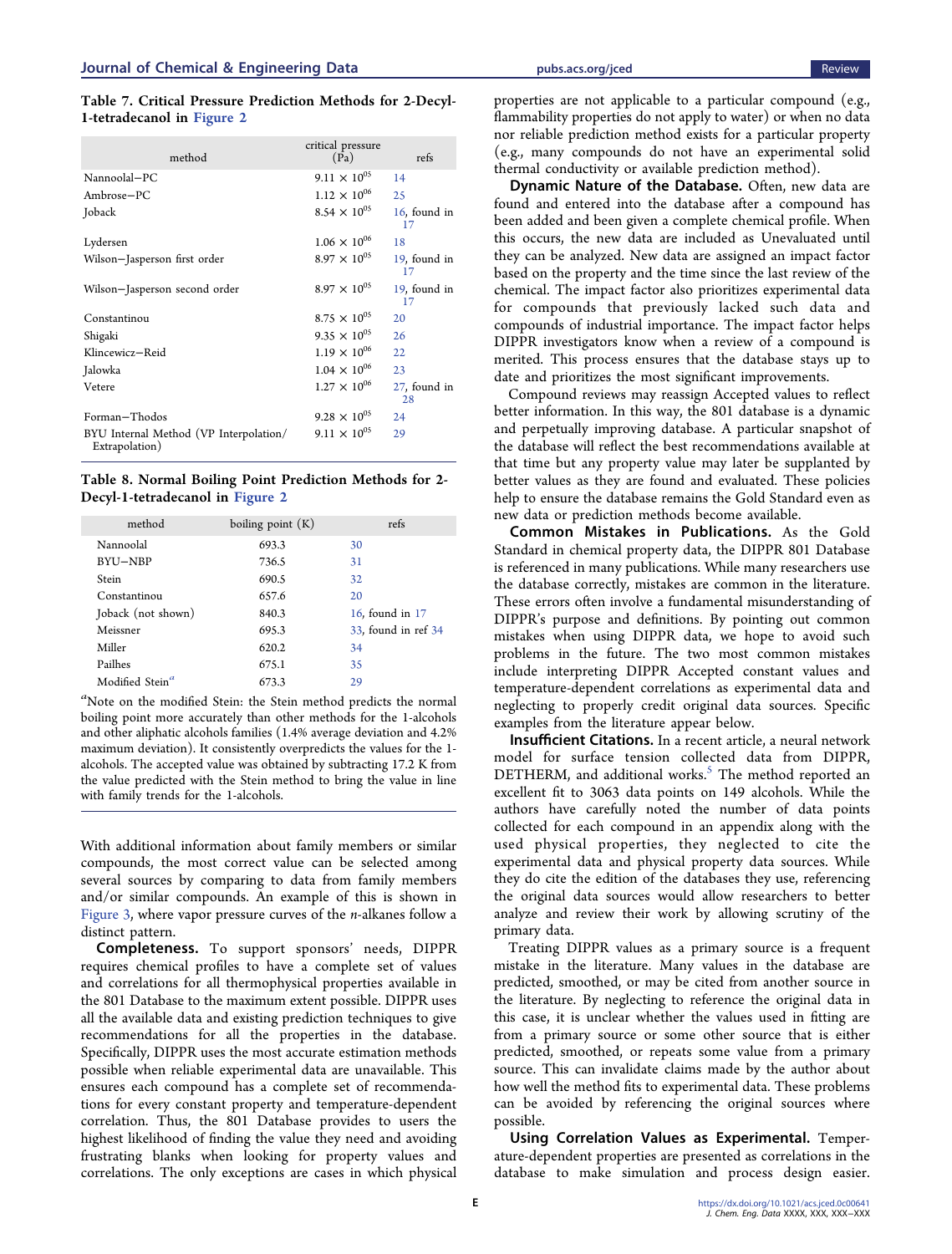Table 7. Critical Pressure Prediction Methods for 2-Decyl-1-tetradecanol in Figure 2

| method | critical pressure (Pa) | refs |
| --- | --- | --- |
| Nannoolal−PC | $9.11 \times 10^{05}$ | 14 |
| Ambrose−PC | $1.12 \times 10^{06}$ | 25 |
| Joback | $8.54 \times 10^{05}$ | 16, found in 17 |
| Lydersen | $1.06 \times 10^{06}$ | 18 |
| Wilson−Jasperson first order | $8.97 \times 10^{05}$ | 19, found in 17 |
| Wilson−Jasperson second order | $8.97 \times 10^{05}$ | 19, found in 17 |
| Constantinou | $8.75 \times 10^{05}$ | 20 |
| Shigaki | $9.35 \times 10^{05}$ | 26 |
| Klincewicz−Reid | $1.19 \times 10^{06}$ | 22 |
| Jalowka | $1.04 \times 10^{06}$ | 23 |
| Vetere | $1.27 \times 10^{06}$ | 27, found in 28 |
| Forman−Thodos | $9.28 \times 10^{05}$ | 24 |
| BYU Internal Method (VP Interpolation/Extrapolation) | $9.11 \times 10^{05}$ | 29 |

Table 8. Normal Boiling Point Prediction Methods for 2-Decyl-1-tetradecanol in Figure 2

| method | boiling point (K) | refs |
| --- | --- | --- |
| Nannoolal | 693.3 | 30 |
| BYU−NBP | 736.5 | 31 |
| Stein | 690.5 | 32 |
| Constantinou | 657.6 | 20 |
| Joback (not shown) | 840.3 | 16, found in 17 |
| Meissner | 695.3 | 33, found in ref 34 |
| Miller | 620.2 | 34 |
| Pailhes | 675.1 | 35 |
| Modified Stein[a] | 673.3 | 29 |

[a]Note on the modified Stein: the Stein method predicts the normal boiling point more accurately than other methods for the 1-alcohols and other aliphatic alcohols families (1.4% average deviation and 4.2% maximum deviation). It consistently overpredicts the values for the 1-alcohols. The accepted value was obtained by subtracting 17.2 K from the value predicted with the Stein method to bring the value in line with family trends for the 1-alcohols.

With additional information about family members or similar compounds, the most correct value can be selected among several sources by comparing to data from family members and/or similar compounds. An example of this is shown in Figure 3, where vapor pressure curves of the *n*-alkanes follow a distinct pattern.

**Completeness.** To support sponsors' needs, DIPPR requires chemical profiles to have a complete set of values and correlations for all thermophysical properties available in the 801 Database to the maximum extent possible. DIPPR uses all the available data and existing prediction techniques to give recommendations for all the properties in the database. Specifically, DIPPR uses the most accurate estimation methods possible when reliable experimental data are unavailable. This ensures each compound has a complete set of recommendations for every constant property and temperature-dependent correlation. Thus, the 801 Database provides to users the highest likelihood of finding the value they need and avoiding frustrating blanks when looking for property values and correlations. The only exceptions are cases in which physical properties are not applicable to a particular compound (e.g., flammability properties do not apply to water) or when no data nor reliable prediction method exists for a particular property (e.g., many compounds do not have an experimental solid thermal conductivity or available prediction method).

**Dynamic Nature of the Database.** Often, new data are found and entered into the database after a compound has been added and been given a complete chemical profile. When this occurs, the new data are included as Unevaluated until they can be analyzed. New data are assigned an impact factor based on the property and the time since the last review of the chemical. The impact factor also prioritizes experimental data for compounds that previously lacked such data and compounds of industrial importance. The impact factor helps DIPPR investigators know when a review of a compound is merited. This process ensures that the database stays up to date and prioritizes the most significant improvements.

Compound reviews may reassign Accepted values to reflect better information. In this way, the 801 database is a dynamic and perpetually improving database. A particular snapshot of the database will reflect the best recommendations available at that time but any property value may later be supplanted by better values as they are found and evaluated. These policies help to ensure the database remains the Gold Standard even as new data or prediction methods become available.

**Common Mistakes in Publications.** As the Gold Standard in chemical property data, the DIPPR 801 Database is referenced in many publications. While many researchers use the database correctly, mistakes are common in the literature. These errors often involve a fundamental misunderstanding of DIPPR's purpose and definitions. By pointing out common mistakes when using DIPPR data, we hope to avoid such problems in the future. The two most common mistakes include interpreting DIPPR Accepted constant values and temperature-dependent correlations as experimental data and neglecting to properly credit original data sources. Specific examples from the literature appear below.

**Insufficient Citations.** In a recent article, a neural network model for surface tension collected data from DIPPR, DETHERM, and additional works.[5] The method reported an excellent fit to 3063 data points on 149 alcohols. While the authors have carefully noted the number of data points collected for each compound in an appendix along with the used physical properties, they neglected to cite the experimental data and physical property data sources. While they do cite the edition of the databases they use, referencing the original data sources would allow researchers to better analyze and review their work by allowing scrutiny of the primary data.

Treating DIPPR values as a primary source is a frequent mistake in the literature. Many values in the database are predicted, smoothed, or may be cited from another source in the literature. By neglecting to reference the original data in this case, it is unclear whether the values used in fitting are from a primary source or some other source that is either predicted, smoothed, or repeats some value from a primary source. This can invalidate claims made by the author about how well the method fits to experimental data. These problems can be avoided by referencing the original sources where possible.

**Using Correlation Values as Experimental.** Temperature-dependent properties are presented as correlations in the database to make simulation and process design easier.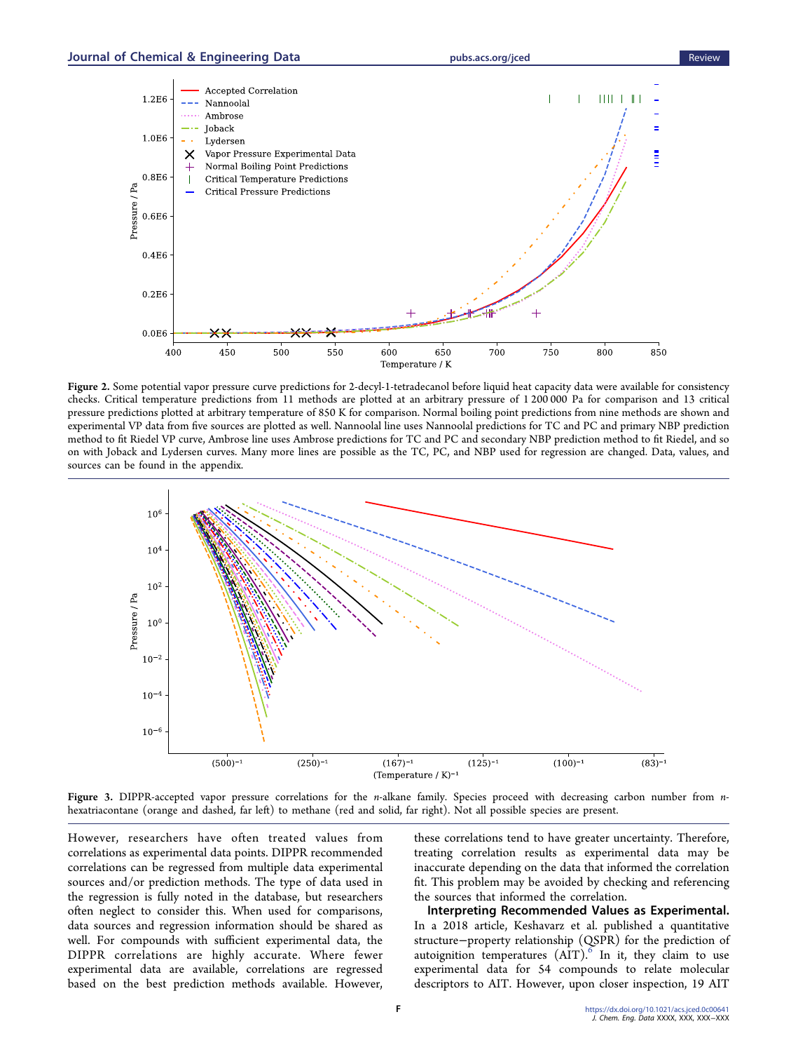**Figure 2.** Some potential vapor pressure curve predictions for 2-decyl-1-tetradecanol before liquid heat capacity data were available for consistency checks. Critical temperature predictions from 11 methods are plotted at an arbitrary pressure of 1 200 000 Pa for comparison and 13 critical pressure predictions plotted at arbitrary temperature of 850 K for comparison. Normal boiling point predictions from nine methods are shown and experimental VP data from five sources are plotted as well. Nannoolal line uses Nannoolal predictions for TC and PC and primary NBP prediction method to fit Riedel VP curve, Ambrose line uses Ambrose predictions for TC and PC and secondary NBP prediction method to fit Riedel, and so on with Joback and Lydersen curves. Many more lines are possible as the TC, PC, and NBP used for regression are changed. Data, values, and sources can be found in the appendix.

**Figure 3.** DIPPR-accepted vapor pressure correlations for the *n*-alkane family. Species proceed with decreasing carbon number from *n*-hexatriacontane (orange and dashed, far left) to methane (red and solid, far right). Not all possible species are present.

However, researchers have often treated values from correlations as experimental data points. DIPPR recommended correlations can be regressed from multiple data experimental sources and/or prediction methods. The type of data used in the regression is fully noted in the database, but researchers often neglect to consider this. When used for comparisons, data sources and regression information should be shared as well. For compounds with sufficient experimental data, the DIPPR correlations are highly accurate. Where fewer experimental data are available, correlations are regressed based on the best prediction methods available. However, these correlations tend to have greater uncertainty. Therefore, treating correlation results as experimental data may be inaccurate depending on the data that informed the correlation fit. This problem may be avoided by checking and referencing the sources that informed the correlation.

**Interpreting Recommended Values as Experimental.** In a 2018 article, Keshavarz et al. published a quantitative structure−property relationship (QSPR) for the prediction of autoignition temperatures (AIT).[6] In it, they claim to use experimental data for 54 compounds to relate molecular descriptors to AIT. However, upon closer inspection, 19 AIT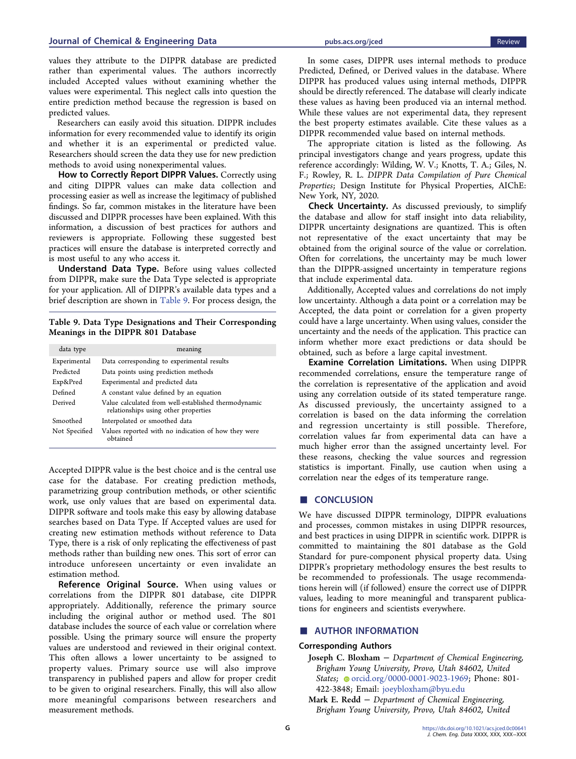values they attribute to the DIPPR database are predicted rather than experimental values. The authors incorrectly included Accepted values without examining whether the values were experimental. This neglect calls into question the entire prediction method because the regression is based on predicted values.

Researchers can easily avoid this situation. DIPPR includes information for every recommended value to identify its origin and whether it is an experimental or predicted value. Researchers should screen the data they use for new prediction methods to avoid using nonexperimental values.

**How to Correctly Report DIPPR Values.** Correctly using and citing DIPPR values can make data collection and processing easier as well as increase the legitimacy of published findings. So far, common mistakes in the literature have been discussed and DIPPR processes have been explained. With this information, a discussion of best practices for authors and reviewers is appropriate. Following these suggested best practices will ensure the database is interpreted correctly and is most useful to any who access it.

**Understand Data Type.** Before using values collected from DIPPR, make sure the Data Type selected is appropriate for your application. All of DIPPR's available data types and a brief description are shown in Table 9. For process design, the Accepted DIPPR value is the best choice and is the central use case for the database. For creating prediction methods, parametrizing group contribution methods, or other scientific work, use only values that are based on experimental data. DIPPR software and tools make this easy by allowing database searches based on Data Type. If Accepted values are used for creating new estimation methods without reference to Data Type, there is a risk of only replicating the effectiveness of past methods rather than building new ones. This sort of error can introduce unforeseen uncertainty or even invalidate an estimation method.

**Table 9. Data Type Designations and Their Corresponding Meanings in the DIPPR 801 Database**

| data type | meaning |
|---|---|
| Experimental | Data corresponding to experimental results |
| Predicted | Data points using prediction methods |
| Exp&Pred | Experimental and predicted data |
| Defined | A constant value defined by an equation |
| Derived | Value calculated from well-established thermodynamic relationships using other properties |
| Smoothed | Interpolated or smoothed data |
| Not Specified | Values reported with no indication of how they were obtained |

**Reference Original Source.** When using values or correlations from the DIPPR 801 database, cite DIPPR appropriately. Additionally, reference the primary source including the original author or method used. The 801 database includes the source of each value or correlation where possible. Using the primary source will ensure the property values are understood and reviewed in their original context. This often allows a lower uncertainty to be assigned to property values. Primary source use will also improve transparency in published papers and allow for proper credit to be given to original researchers. Finally, this will also allow more meaningful comparisons between researchers and measurement methods.

In some cases, DIPPR uses internal methods to produce Predicted, Defined, or Derived values in the database. Where DIPPR has produced values using internal methods, DIPPR should be directly referenced. The database will clearly indicate these values as having been produced via an internal method. While these values are not experimental data, they represent the best property estimates available. Cite these values as a DIPPR recommended value based on internal methods.

The appropriate citation is listed as the following. As principal investigators change and years progress, update this reference accordingly: Wilding, W. V.; Knotts, T. A.; Giles, N. F.; Rowley, R. L. *DIPPR Data Compilation of Pure Chemical Properties*; Design Institute for Physical Properties, AIChE: New York, NY, 2020.

**Check Uncertainty.** As discussed previously, to simplify the database and allow for staff insight into data reliability, DIPPR uncertainty designations are quantized. This is often not representative of the exact uncertainty that may be obtained from the original source of the value or correlation. Often for correlations, the uncertainty may be much lower than the DIPPR-assigned uncertainty in temperature regions that include experimental data.

Additionally, Accepted values and correlations do not imply low uncertainty. Although a data point or a correlation may be Accepted, the data point or correlation for a given property could have a large uncertainty. When using values, consider the uncertainty and the needs of the application. This practice can inform whether more exact predictions or data should be obtained, such as before a large capital investment.

**Examine Correlation Limitations.** When using DIPPR recommended correlations, ensure the temperature range of the correlation is representative of the application and avoid using any correlation outside of its stated temperature range. As discussed previously, the uncertainty assigned to a correlation is based on the data informing the correlation and regression uncertainty is still possible. Therefore, correlation values far from experimental data can have a much higher error than the assigned uncertainty level. For these reasons, checking the value sources and regression statistics is important. Finally, use caution when using a correlation near the edges of its temperature range.

## CONCLUSION

We have discussed DIPPR terminology, DIPPR evaluations and processes, common mistakes in using DIPPR resources, and best practices in using DIPPR in scientific work. DIPPR is committed to maintaining the 801 database as the Gold Standard for pure-component physical property data. Using DIPPR's proprietary methodology ensures the best results to be recommended to professionals. The usage recommendations herein will (if followed) ensure the correct use of DIPPR values, leading to more meaningful and transparent publications for engineers and scientists everywhere.

## AUTHOR INFORMATION

### Corresponding Authors

**Joseph C. Bloxham** − *Department of Chemical Engineering, Brigham Young University, Provo, Utah 84602, United States;* orcid.org/0000-0001-9023-1969; Phone: 801-422-3848; Email: joeybloxham@byu.edu

**Mark E. Redd** − *Department of Chemical Engineering, Brigham Young University, Provo, Utah 84602, United*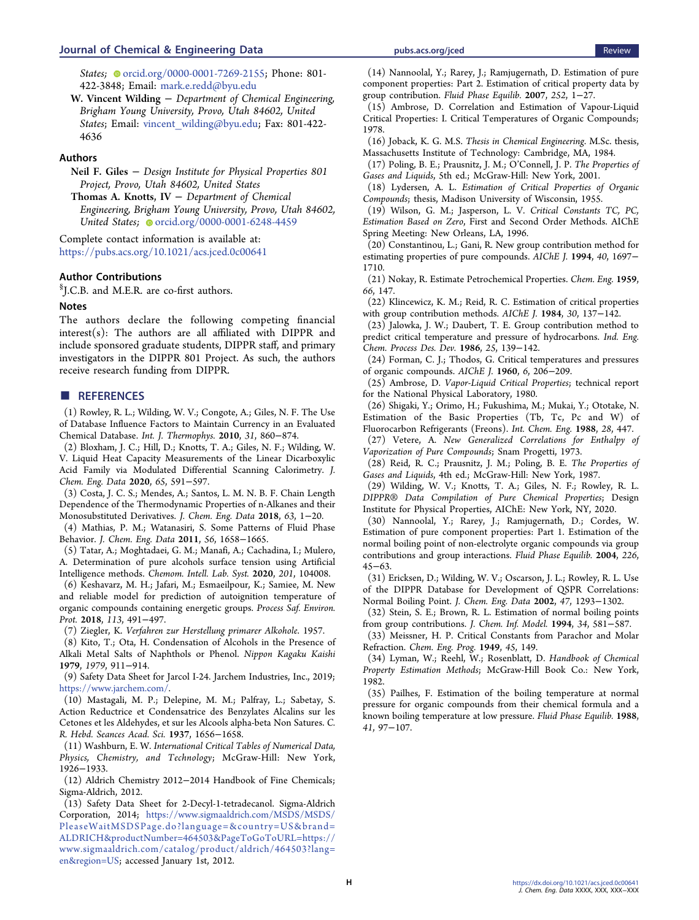States; orcid.org/0000-0001-7269-2155; Phone: 801-422-3848; Email: mark.e.redd@byu.edu

**W. Vincent Wilding** − *Department of Chemical Engineering, Brigham Young University, Provo, Utah 84602, United States*; Email: vincent_wilding@byu.edu; Fax: 801-422-4636

### Authors

**Neil F. Giles** − *Design Institute for Physical Properties 801 Project, Provo, Utah 84602, United States*

**Thomas A. Knotts, IV** − *Department of Chemical Engineering, Brigham Young University, Provo, Utah 84602, United States*; orcid.org/0000-0001-6248-4459

Complete contact information is available at: https://pubs.acs.org/10.1021/acs.jced.0c00641

### Author Contributions

[§]J.C.B. and M.E.R. are co-first authors.

### Notes

The authors declare the following competing financial interest(s): The authors are all affiliated with DIPPR and include sponsored graduate students, DIPPR staff, and primary investigators in the DIPPR 801 Project. As such, the authors receive research funding from DIPPR.

## REFERENCES

(1) Rowley, R. L.; Wilding, W. V.; Congote, A.; Giles, N. F. The Use of Database Influence Factors to Maintain Currency in an Evaluated Chemical Database. *Int. J. Thermophys.* **2010**, *31*, 860−874.

(2) Bloxham, J. C.; Hill, D.; Knotts, T. A.; Giles, N. F.; Wilding, W. V. Liquid Heat Capacity Measurements of the Linear Dicarboxylic Acid Family via Modulated Differential Scanning Calorimetry. *J. Chem. Eng. Data* **2020**, *65*, 591−597.

(3) Costa, J. C. S.; Mendes, A.; Santos, L. M. N. B. F. Chain Length Dependence of the Thermodynamic Properties of n-Alkanes and their Monosubstituted Derivatives. *J. Chem. Eng. Data* **2018**, *63*, 1−20.

(4) Mathias, P. M.; Watanasiri, S. Some Patterns of Fluid Phase Behavior. *J. Chem. Eng. Data* **2011**, *56*, 1658−1665.

(5) Tatar, A.; Moghtadaei, G. M.; Manafi, A.; Cachadina, I.; Mulero, A. Determination of pure alcohols surface tension using Artificial Intelligence methods. *Chemom. Intell. Lab. Syst.* **2020**, *201*, 104008.

(6) Keshavarz, M. H.; Jafari, M.; Esmaeilpour, K.; Samiee, M. New and reliable model for prediction of autoignition temperature of organic compounds containing energetic groups. *Process Saf. Environ. Prot.* **2018**, *113*, 491−497.

(7) Ziegler, K. *Verfahren zur Herstellung primarer Alkohole*. 1957.

(8) Kito, T.; Ota, H. Condensation of Alcohols in the Presence of Alkali Metal Salts of Naphthols or Phenol. *Nippon Kagaku Kaishi* **1979**, *1979*, 911−914.

(9) Safety Data Sheet for Jarcol I-24. Jarchem Industries, Inc., 2019; https://www.jarchem.com/.

(10) Mastagali, M. P.; Delepine, M. M.; Palfray, L.; Sabetay, S. Action Reductrice et Condensatrice des Benzylates Alcalins sur les Cetones et les Aldehydes, et sur les Alcools alpha-beta Non Satures. *C. R. Hebd. Seances Acad. Sci.* **1937**, 1656−1658.

(11) Washburn, E. W. *International Critical Tables of Numerical Data, Physics, Chemistry, and Technology*; McGraw-Hill: New York, 1926−1933.

(12) Aldrich Chemistry 2012−2014 Handbook of Fine Chemicals; Sigma-Aldrich, 2012.

(13) Safety Data Sheet for 2-Decyl-1-tetradecanol. Sigma-Aldrich Corporation, 2014; https://www.sigmaaldrich.com/MSDS/MSDS/PleaseWaitMSDSPage.do?language=&country=US&brand=ALDRICH&productNumber=464503&PageToGoToURL=https://www.sigmaaldrich.com/catalog/product/aldrich/464503?lang=en&region=US; accessed January 1st, 2012.

(14) Nannoolal, Y.; Rarey, J.; Ramjugernath, D. Estimation of pure component properties: Part 2. Estimation of critical property data by group contribution. *Fluid Phase Equilib.* **2007**, *252*, 1−27.

(15) Ambrose, D. Correlation and Estimation of Vapour-Liquid Critical Properties: I. Critical Temperatures of Organic Compounds; 1978.

(16) Joback, K. G. M.S. *Thesis in Chemical Engineering*. M.Sc. thesis, Massachusetts Institute of Technology: Cambridge, MA, 1984.

(17) Poling, B. E.; Prausnitz, J. M.; O'Connell, J. P. *The Properties of Gases and Liquids*, 5th ed.; McGraw-Hill: New York, 2001.

(18) Lydersen, A. L. *Estimation of Critical Properties of Organic Compounds*; thesis, Madison University of Wisconsin, 1955.

(19) Wilson, G. M.; Jasperson, L. V. *Critical Constants TC, PC, Estimation Based on Zero*, First and Second Order Methods. AIChE Spring Meeting: New Orleans, LA, 1996.

(20) Constantinou, L.; Gani, R. New group contribution method for estimating properties of pure compounds. *AIChE J.* **1994**, *40*, 1697−1710.

(21) Nokay, R. Estimate Petrochemical Properties. *Chem. Eng.* **1959**, *66*, 147.

(22) Klincewicz, K. M.; Reid, R. C. Estimation of critical properties with group contribution methods. *AIChE J.* **1984**, *30*, 137−142.

(23) Jalowka, J. W.; Daubert, T. E. Group contribution method to predict critical temperature and pressure of hydrocarbons. *Ind. Eng. Chem. Process Des. Dev.* **1986**, *25*, 139−142.

(24) Forman, C. J.; Thodos, G. Critical temperatures and pressures of organic compounds. *AIChE J.* **1960**, *6*, 206−209.

(25) Ambrose, D. *Vapor-Liquid Critical Properties*; technical report for the National Physical Laboratory, 1980.

(26) Shigaki, Y.; Orimo, H.; Fukushima, M.; Mukai, Y.; Ototake, N. Estimation of the Basic Properties (Tb, Tc, Pc and W) of Fluorocarbon Refrigerants (Freons). *Int. Chem. Eng.* **1988**, *28*, 447.

(27) Vetere, A. *New Generalized Correlations for Enthalpy of Vaporization of Pure Compounds*; Snam Progetti, 1973.

(28) Reid, R. C.; Prausnitz, J. M.; Poling, B. E. *The Properties of Gases and Liquids*, 4th ed.; McGraw-Hill: New York, 1987.

(29) Wilding, W. V.; Knotts, T. A.; Giles, N. F.; Rowley, R. L. *DIPPR® Data Compilation of Pure Chemical Properties*; Design Institute for Physical Properties, AIChE: New York, NY, 2020.

(30) Nannoolal, Y.; Rarey, J.; Ramjugernath, D.; Cordes, W. Estimation of pure component properties: Part 1. Estimation of the normal boiling point of non-electrolyte organic compounds via group contributions and group interactions. *Fluid Phase Equilib.* **2004**, *226*, 45−63.

(31) Ericksen, D.; Wilding, W. V.; Oscarson, J. L.; Rowley, R. L. Use of the DIPPR Database for Development of QSPR Correlations: Normal Boiling Point. *J. Chem. Eng. Data* **2002**, *47*, 1293−1302.

(32) Stein, S. E.; Brown, R. L. Estimation of normal boiling points from group contributions. *J. Chem. Inf. Model.* **1994**, *34*, 581−587.

(33) Meissner, H. P. Critical Constants from Parachor and Molar Refraction. *Chem. Eng. Prog.* **1949**, *45*, 149.

(34) Lyman, W.; Reehl, W.; Rosenblatt, D. *Handbook of Chemical Property Estimation Methods*; McGraw-Hill Book Co.: New York, 1982.

(35) Pailhes, F. Estimation of the boiling temperature at normal pressure for organic compounds from their chemical formula and a known boiling temperature at low pressure. *Fluid Phase Equilib.* **1988**, *41*, 97−107.